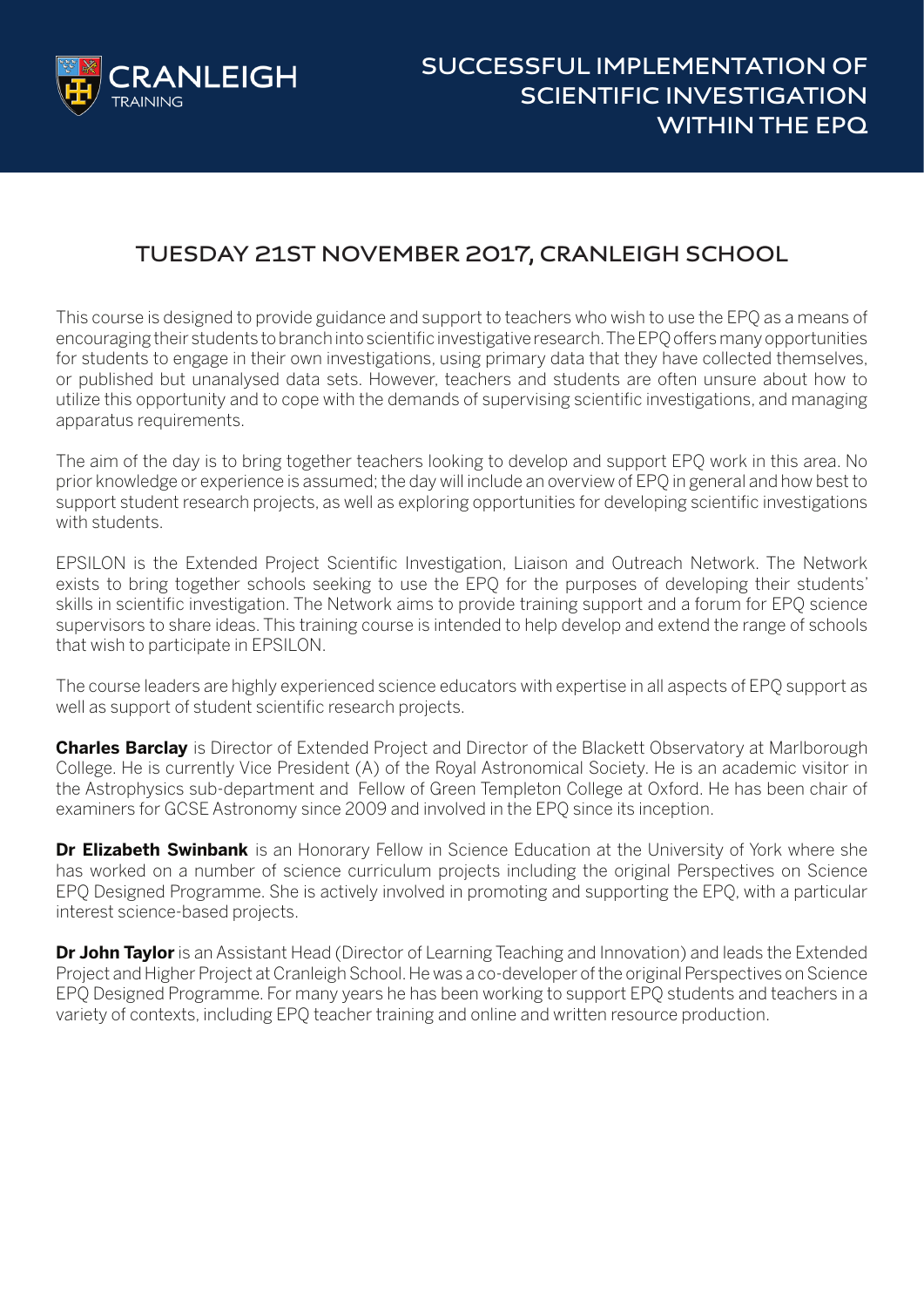CRANLEIGH TRAINING

# SUCCESSFUL IMPLEMENTATION OF SCIENTIFIC INVESTIGATION WITHIN THE EPQ

## TUESDAY 21ST NOVEMBER 2017, CRANLEIGH SCHOOL

This course is designed to provide guidance and support to teachers who wish to use the EPQ as a means of encouraging their students to branch into scientific investigative research. The EPQ offers many opportunities for students to engage in their own investigations, using primary data that they have collected themselves, or published but unanalysed data sets. However, teachers and students are often unsure about how to utilize this opportunity and to cope with the demands of supervising scientific investigations, and managing apparatus requirements.

The aim of the day is to bring together teachers looking to develop and support EPQ work in this area. No prior knowledge or experience is assumed; the day will include an overview of EPQ in general and how best to support student research projects, as well as exploring opportunities for developing scientific investigations with students.

EPSILON is the Extended Project Scientific Investigation, Liaison and Outreach Network. The Network exists to bring together schools seeking to use the EPQ for the purposes of developing their students' skills in scientific investigation. The Network aims to provide training support and a forum for EPQ science supervisors to share ideas. This training course is intended to help develop and extend the range of schools that wish to participate in EPSILON.

The course leaders are highly experienced science educators with expertise in all aspects of EPQ support as well as support of student scientific research projects.

**Charles Barclay** is Director of Extended Project and Director of the Blackett Observatory at Marlborough College. He is currently Vice President (A) of the Royal Astronomical Society. He is an academic visitor in the Astrophysics sub-department and Fellow of Green Templeton College at Oxford. He has been chair of examiners for GCSE Astronomy since 2009 and involved in the EPQ since its inception.

**Dr Elizabeth Swinbank** is an Honorary Fellow in Science Education at the University of York where she has worked on a number of science curriculum projects including the original Perspectives on Science EPQ Designed Programme. She is actively involved in promoting and supporting the EPQ, with a particular interest science-based projects.

**Dr John Taylor** is an Assistant Head (Director of Learning Teaching and Innovation) and leads the Extended Project and Higher Project at Cranleigh School. He was a co-developer of the original Perspectives on Science EPQ Designed Programme. For many years he has been working to support EPQ students and teachers in a variety of contexts, including EPQ teacher training and online and written resource production.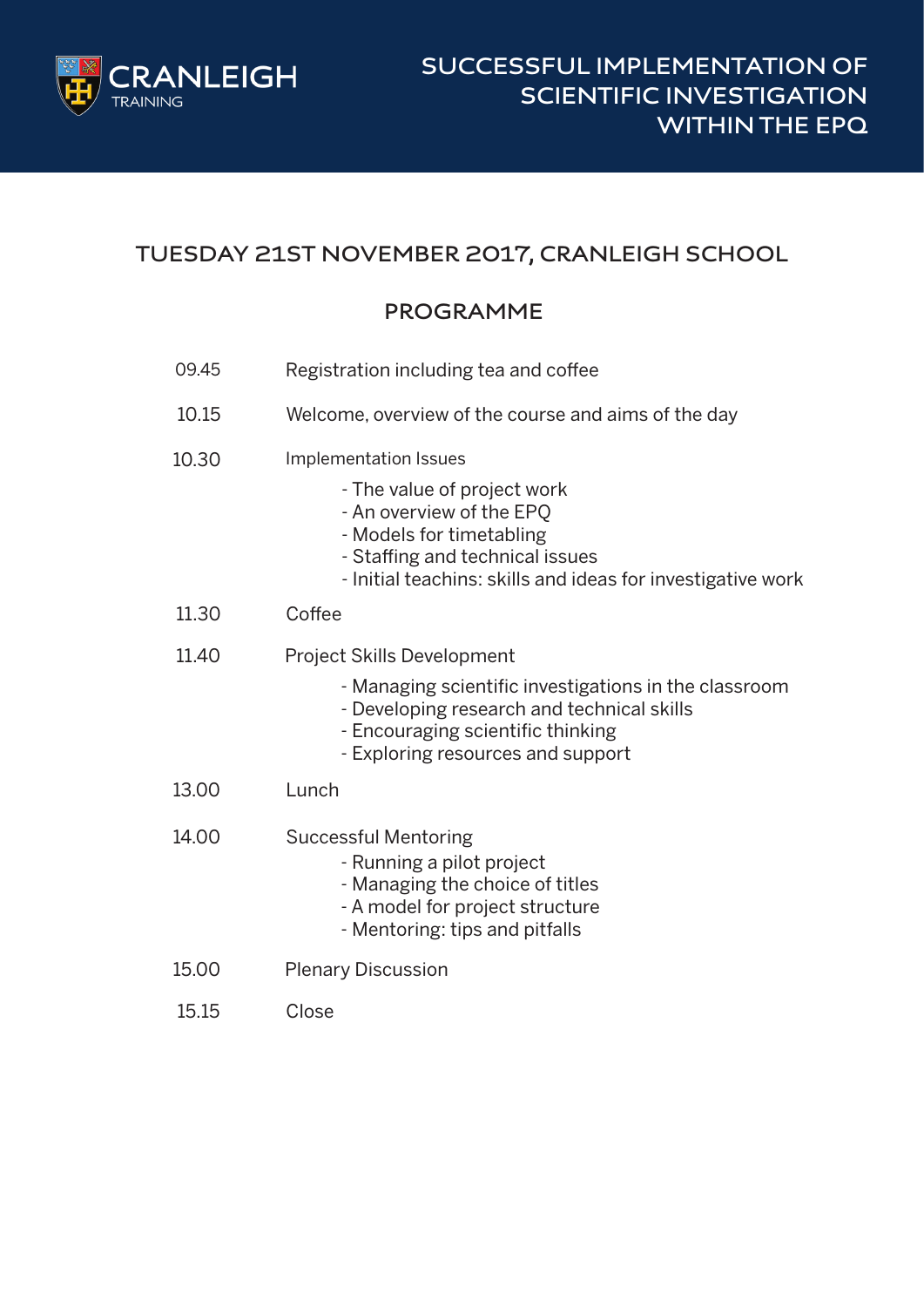CRANLEIGH TRAINING

# SUCCESSFUL IMPLEMENTATION OF SCIENTIFIC INVESTIGATION WITHIN THE EPQ

## TUESDAY 21ST NOVEMBER 2017, CRANLEIGH SCHOOL

## PROGRAMME

| | |
|---|---|
| 09.45 | Registration including tea and coffee |
| 10.15 | Welcome, overview of the course and aims of the day |
| 10.30 | Implementation Issues<br>- The value of project work<br>- An overview of the EPQ<br>- Models for timetabling<br>- Staffing and technical issues<br>- Initial teachins: skills and ideas for investigative work |
| 11.30 | Coffee |
| 11.40 | Project Skills Development<br>- Managing scientific investigations in the classroom<br>- Developing research and technical skills<br>- Encouraging scientific thinking<br>- Exploring resources and support |
| 13.00 | Lunch |
| 14.00 | Successful Mentoring<br>- Running a pilot project<br>- Managing the choice of titles<br>- A model for project structure<br>- Mentoring: tips and pitfalls |
| 15.00 | Plenary Discussion |
| 15.15 | Close |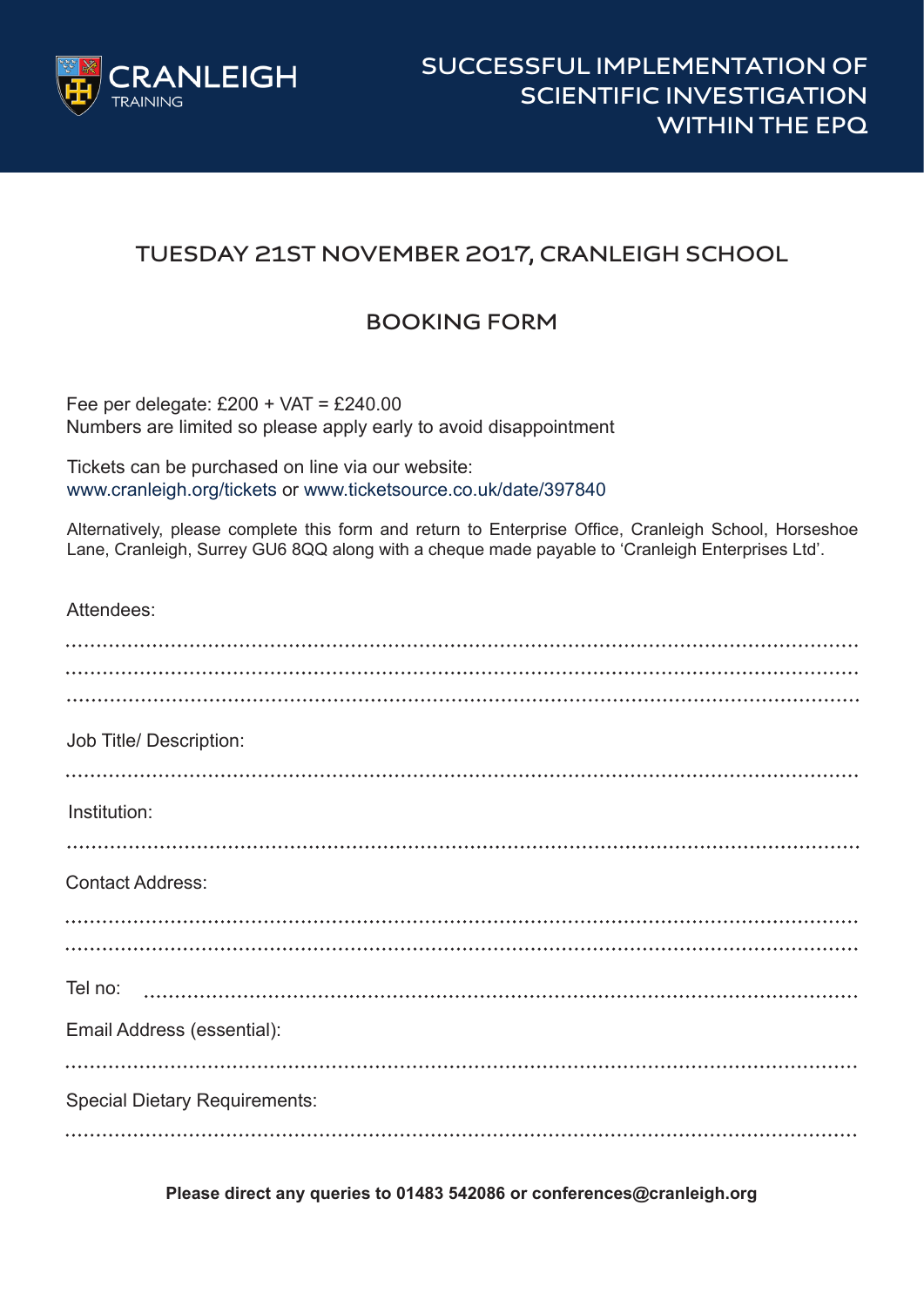CRANLEIGH TRAINING

# SUCCESSFUL IMPLEMENTATION OF SCIENTIFIC INVESTIGATION WITHIN THE EPQ

## TUESDAY 21ST NOVEMBER 2017, CRANLEIGH SCHOOL

## BOOKING FORM

Fee per delegate: £200 + VAT = £240.00
Numbers are limited so please apply early to avoid disappointment

Tickets can be purchased on line via our website:
www.cranleigh.org/tickets or www.ticketsource.co.uk/date/397840

Alternatively, please complete this form and return to Enterprise Office, Cranleigh School, Horseshoe Lane, Cranleigh, Surrey GU6 8QQ along with a cheque made payable to 'Cranleigh Enterprises Ltd'.

Attendees:

.....................................................................................................................

.....................................................................................................................

.....................................................................................................................

Job Title/ Description:

.....................................................................................................................

Institution:

.....................................................................................................................

Contact Address:

.....................................................................................................................

.....................................................................................................................

Tel no: ..........................................................................................................

Email Address (essential):

.....................................................................................................................

Special Dietary Requirements:

.....................................................................................................................

**Please direct any queries to 01483 542086 or conferences@cranleigh.org**